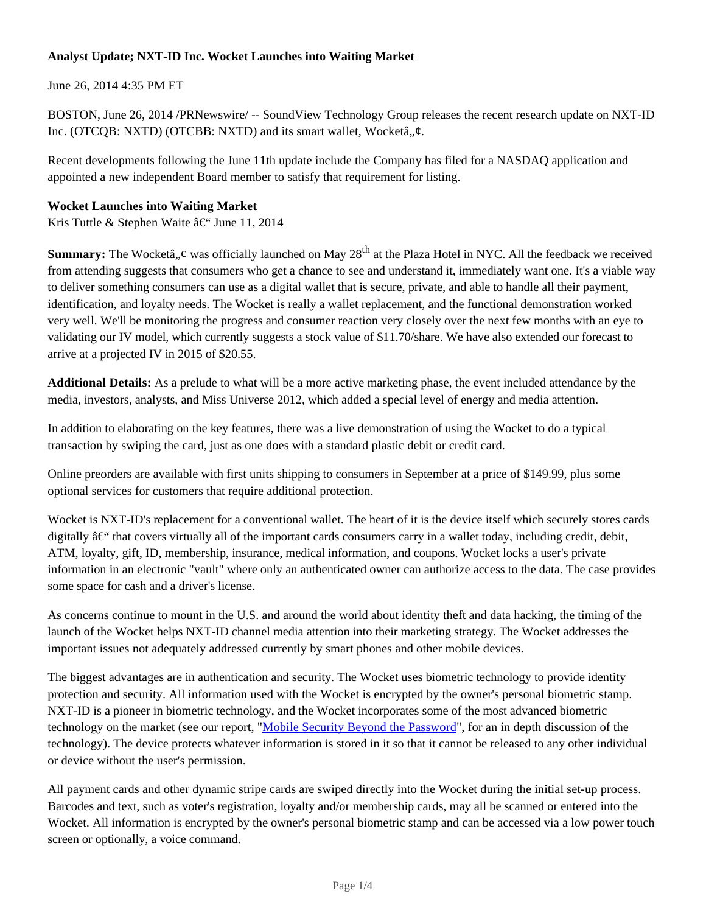**Analyst Update; NXT-ID Inc. Wocket Launches into Waiting Market**

June 26, 2014 4:35 PM ET

BOSTON, June 26, 2014 /PRNewswire/ -- SoundView Technology Group releases the recent research update on NXT-ID Inc. (OTCQB: NXTD) (OTCBB: NXTD) and its smart wallet, Wocketâ„¢.

Recent developments following the June 11th update include the Company has filed for a NASDAQ application and appointed a new independent Board member to satisfy that requirement for listing.

**Wocket Launches into Waiting Market**
Kris Tuttle & Stephen Waite â€“ June 11, 2014

**Summary:** The Wocketâ„¢ was officially launched on May 28th at the Plaza Hotel in NYC. All the feedback we received from attending suggests that consumers who get a chance to see and understand it, immediately want one. It's a viable way to deliver something consumers can use as a digital wallet that is secure, private, and able to handle all their payment, identification, and loyalty needs. The Wocket is really a wallet replacement, and the functional demonstration worked very well. We'll be monitoring the progress and consumer reaction very closely over the next few months with an eye to validating our IV model, which currently suggests a stock value of $11.70/share. We have also extended our forecast to arrive at a projected IV in 2015 of $20.55.

**Additional Details:** As a prelude to what will be a more active marketing phase, the event included attendance by the media, investors, analysts, and Miss Universe 2012, which added a special level of energy and media attention.

In addition to elaborating on the key features, there was a live demonstration of using the Wocket to do a typical transaction by swiping the card, just as one does with a standard plastic debit or credit card.

Online preorders are available with first units shipping to consumers in September at a price of $149.99, plus some optional services for customers that require additional protection.

Wocket is NXT-ID's replacement for a conventional wallet. The heart of it is the device itself which securely stores cards digitally â€“ that covers virtually all of the important cards consumers carry in a wallet today, including credit, debit, ATM, loyalty, gift, ID, membership, insurance, medical information, and coupons. Wocket locks a user's private information in an electronic "vault" where only an authenticated owner can authorize access to the data. The case provides some space for cash and a driver's license.

As concerns continue to mount in the U.S. and around the world about identity theft and data hacking, the timing of the launch of the Wocket helps NXT-ID channel media attention into their marketing strategy. The Wocket addresses the important issues not adequately addressed currently by smart phones and other mobile devices.

The biggest advantages are in authentication and security. The Wocket uses biometric technology to provide identity protection and security. All information used with the Wocket is encrypted by the owner's personal biometric stamp. NXT-ID is a pioneer in biometric technology, and the Wocket incorporates some of the most advanced biometric technology on the market (see our report, "Mobile Security Beyond the Password", for an in depth discussion of the technology). The device protects whatever information is stored in it so that it cannot be released to any other individual or device without the user's permission.

All payment cards and other dynamic stripe cards are swiped directly into the Wocket during the initial set-up process. Barcodes and text, such as voter's registration, loyalty and/or membership cards, may all be scanned or entered into the Wocket. All information is encrypted by the owner's personal biometric stamp and can be accessed via a low power touch screen or optionally, a voice command.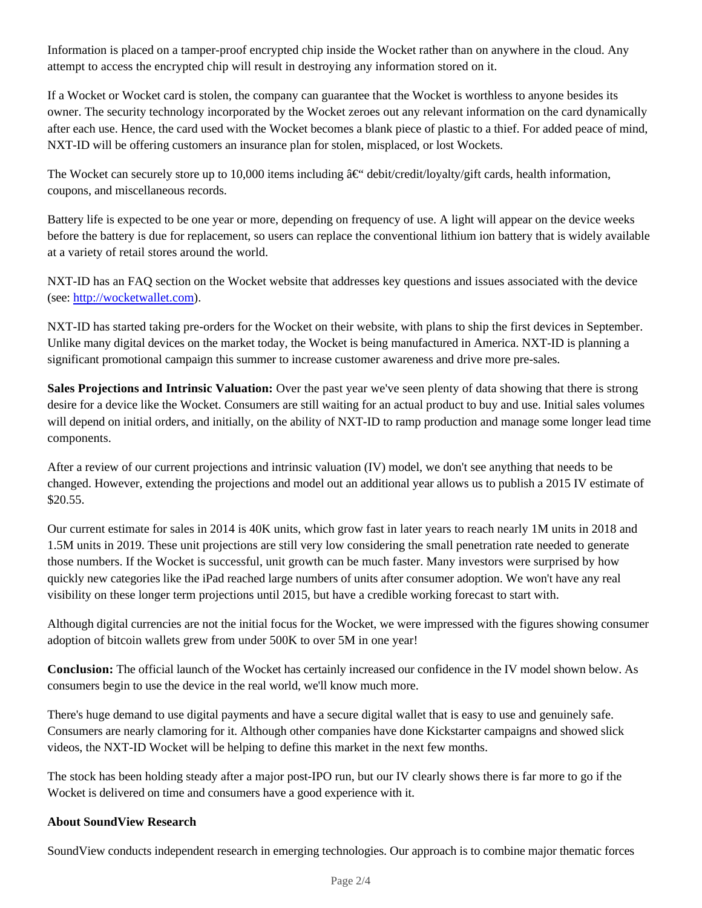Information is placed on a tamper-proof encrypted chip inside the Wocket rather than on anywhere in the cloud. Any attempt to access the encrypted chip will result in destroying any information stored on it.

If a Wocket or Wocket card is stolen, the company can guarantee that the Wocket is worthless to anyone besides its owner. The security technology incorporated by the Wocket zeroes out any relevant information on the card dynamically after each use. Hence, the card used with the Wocket becomes a blank piece of plastic to a thief. For added peace of mind, NXT-ID will be offering customers an insurance plan for stolen, misplaced, or lost Wockets.

The Wocket can securely store up to 10,000 items including â€" debit/credit/loyalty/gift cards, health information, coupons, and miscellaneous records.

Battery life is expected to be one year or more, depending on frequency of use. A light will appear on the device weeks before the battery is due for replacement, so users can replace the conventional lithium ion battery that is widely available at a variety of retail stores around the world.

NXT-ID has an FAQ section on the Wocket website that addresses key questions and issues associated with the device (see: [http://wocketwallet.com](http://wocketwallet.com)).

NXT-ID has started taking pre-orders for the Wocket on their website, with plans to ship the first devices in September. Unlike many digital devices on the market today, the Wocket is being manufactured in America. NXT-ID is planning a significant promotional campaign this summer to increase customer awareness and drive more pre-sales.

**Sales Projections and Intrinsic Valuation:** Over the past year we've seen plenty of data showing that there is strong desire for a device like the Wocket. Consumers are still waiting for an actual product to buy and use. Initial sales volumes will depend on initial orders, and initially, on the ability of NXT-ID to ramp production and manage some longer lead time components.

After a review of our current projections and intrinsic valuation (IV) model, we don't see anything that needs to be changed. However, extending the projections and model out an additional year allows us to publish a 2015 IV estimate of $20.55.

Our current estimate for sales in 2014 is 40K units, which grow fast in later years to reach nearly 1M units in 2018 and 1.5M units in 2019. These unit projections are still very low considering the small penetration rate needed to generate those numbers. If the Wocket is successful, unit growth can be much faster. Many investors were surprised by how quickly new categories like the iPad reached large numbers of units after consumer adoption. We won't have any real visibility on these longer term projections until 2015, but have a credible working forecast to start with.

Although digital currencies are not the initial focus for the Wocket, we were impressed with the figures showing consumer adoption of bitcoin wallets grew from under 500K to over 5M in one year!

**Conclusion:** The official launch of the Wocket has certainly increased our confidence in the IV model shown below. As consumers begin to use the device in the real world, we'll know much more.

There's huge demand to use digital payments and have a secure digital wallet that is easy to use and genuinely safe. Consumers are nearly clamoring for it. Although other companies have done Kickstarter campaigns and showed slick videos, the NXT-ID Wocket will be helping to define this market in the next few months.

The stock has been holding steady after a major post-IPO run, but our IV clearly shows there is far more to go if the Wocket is delivered on time and consumers have a good experience with it.

**About SoundView Research**

SoundView conducts independent research in emerging technologies. Our approach is to combine major thematic forces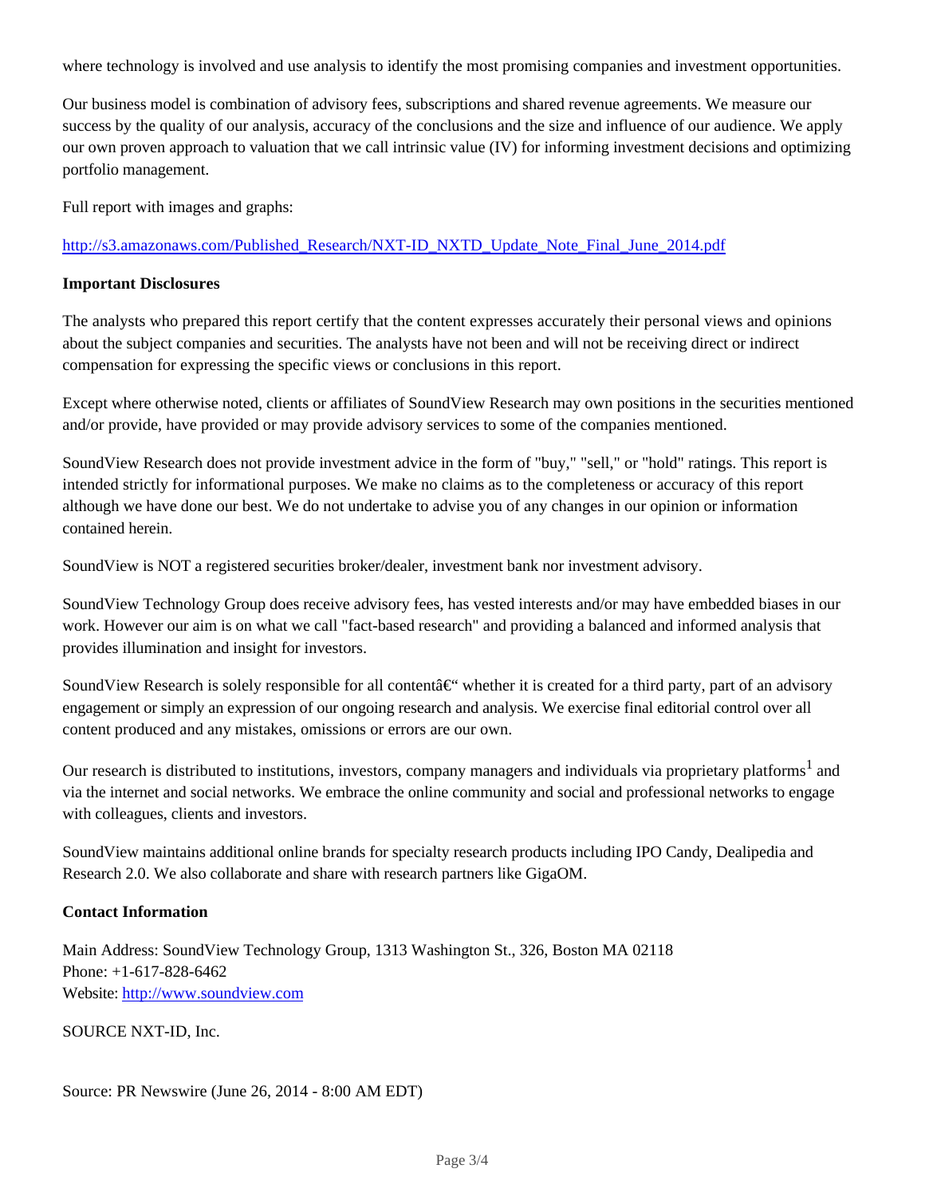where technology is involved and use analysis to identify the most promising companies and investment opportunities.

Our business model is combination of advisory fees, subscriptions and shared revenue agreements. We measure our success by the quality of our analysis, accuracy of the conclusions and the size and influence of our audience. We apply our own proven approach to valuation that we call intrinsic value (IV) for informing investment decisions and optimizing portfolio management.

Full report with images and graphs:

http://s3.amazonaws.com/Published_Research/NXT-ID_NXTD_Update_Note_Final_June_2014.pdf

**Important Disclosures**

The analysts who prepared this report certify that the content expresses accurately their personal views and opinions about the subject companies and securities. The analysts have not been and will not be receiving direct or indirect compensation for expressing the specific views or conclusions in this report.

Except where otherwise noted, clients or affiliates of SoundView Research may own positions in the securities mentioned and/or provide, have provided or may provide advisory services to some of the companies mentioned.

SoundView Research does not provide investment advice in the form of "buy," "sell," or "hold" ratings. This report is intended strictly for informational purposes. We make no claims as to the completeness or accuracy of this report although we have done our best. We do not undertake to advise you of any changes in our opinion or information contained herein.

SoundView is NOT a registered securities broker/dealer, investment bank nor investment advisory.

SoundView Technology Group does receive advisory fees, has vested interests and/or may have embedded biases in our work. However our aim is on what we call "fact-based research" and providing a balanced and informed analysis that provides illumination and insight for investors.

SoundView Research is solely responsible for all contentâ€" whether it is created for a third party, part of an advisory engagement or simply an expression of our ongoing research and analysis. We exercise final editorial control over all content produced and any mistakes, omissions or errors are our own.

Our research is distributed to institutions, investors, company managers and individuals via proprietary platforms[1] and via the internet and social networks. We embrace the online community and social and professional networks to engage with colleagues, clients and investors.

SoundView maintains additional online brands for specialty research products including IPO Candy, Dealipedia and Research 2.0. We also collaborate and share with research partners like GigaOM.

**Contact Information**

Main Address: SoundView Technology Group, 1313 Washington St., 326, Boston MA 02118
Phone: +1-617-828-6462
Website: http://www.soundview.com

SOURCE NXT-ID, Inc.

Source: PR Newswire (June 26, 2014 - 8:00 AM EDT)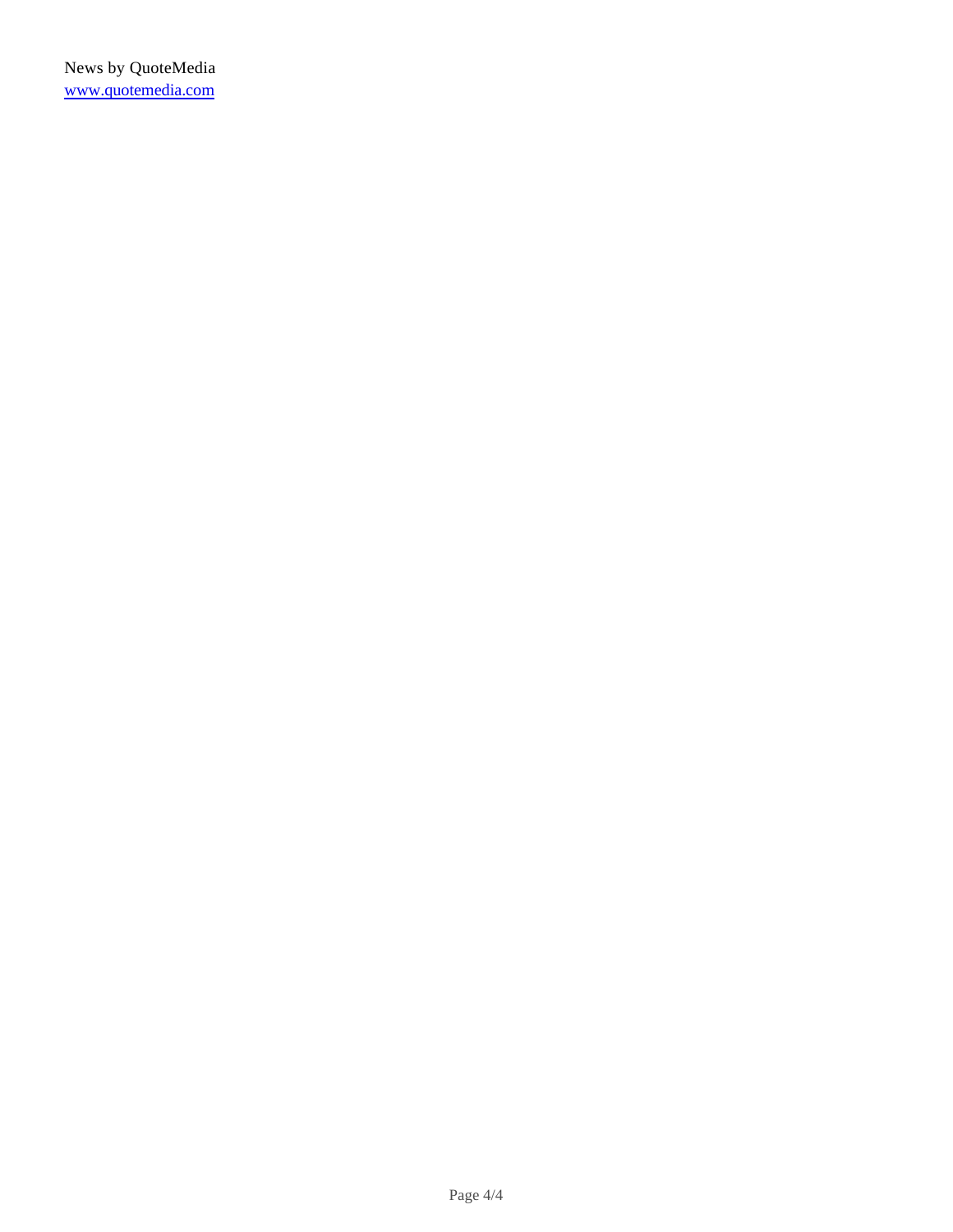News by QuoteMedia
[www.quotemedia.com](http://www.quotemedia.com)